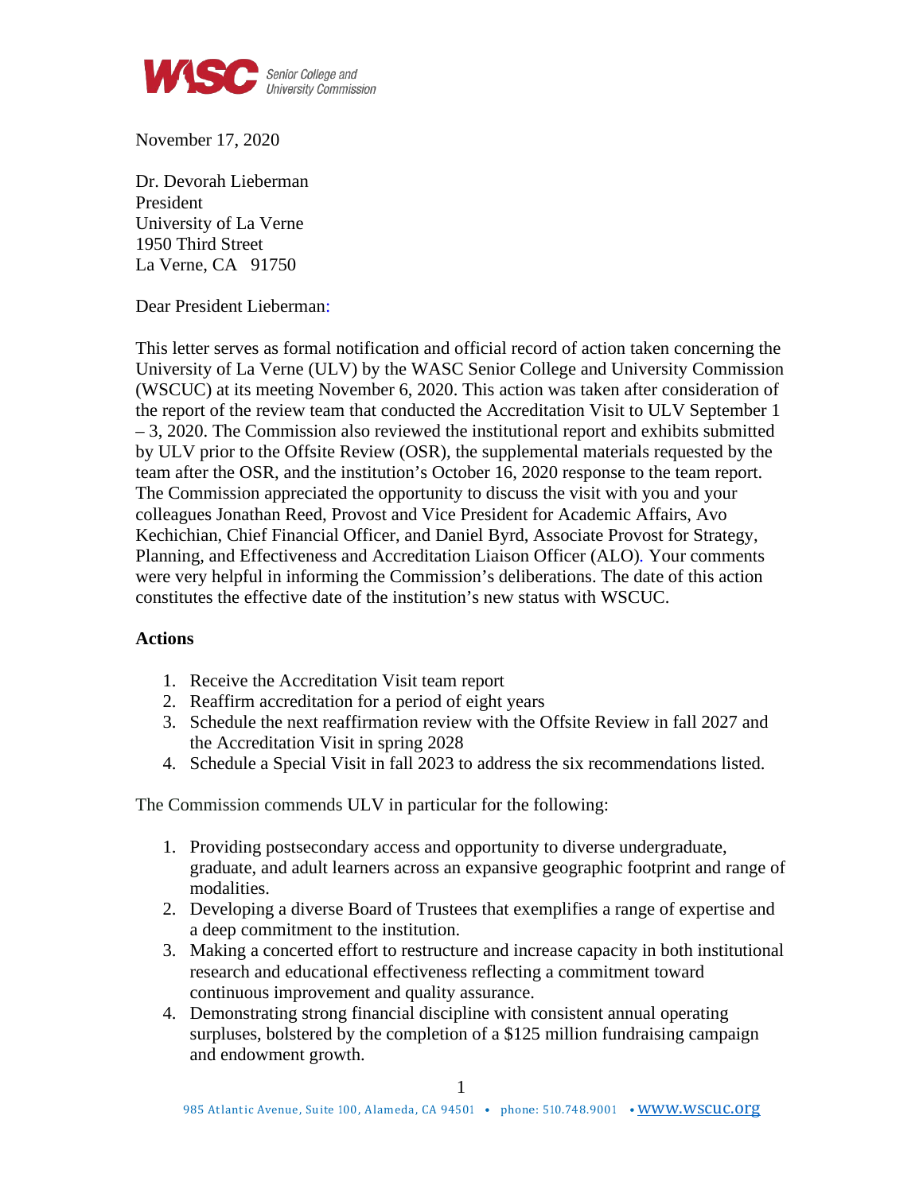November 17, 2020

Dr. Devorah Lieberman
President
University of La Verne
1950 Third Street
La Verne, CA 91750

Dear President Lieberman:

This letter serves as formal notification and official record of action taken concerning the University of La Verne (ULV) by the WASC Senior College and University Commission (WSCUC) at its meeting November 6, 2020. This action was taken after consideration of the report of the review team that conducted the Accreditation Visit to ULV September 1 – 3, 2020. The Commission also reviewed the institutional report and exhibits submitted by ULV prior to the Offsite Review (OSR), the supplemental materials requested by the team after the OSR, and the institution's October 16, 2020 response to the team report. The Commission appreciated the opportunity to discuss the visit with you and your colleagues Jonathan Reed, Provost and Vice President for Academic Affairs, Avo Kechichian, Chief Financial Officer, and Daniel Byrd, Associate Provost for Strategy, Planning, and Effectiveness and Accreditation Liaison Officer (ALO). Your comments were very helpful in informing the Commission's deliberations. The date of this action constitutes the effective date of the institution's new status with WSCUC.

**Actions**

1. Receive the Accreditation Visit team report
2. Reaffirm accreditation for a period of eight years
3. Schedule the next reaffirmation review with the Offsite Review in fall 2027 and the Accreditation Visit in spring 2028
4. Schedule a Special Visit in fall 2023 to address the six recommendations listed.

The Commission commends ULV in particular for the following:

1. Providing postsecondary access and opportunity to diverse undergraduate, graduate, and adult learners across an expansive geographic footprint and range of modalities.
2. Developing a diverse Board of Trustees that exemplifies a range of expertise and a deep commitment to the institution.
3. Making a concerted effort to restructure and increase capacity in both institutional research and educational effectiveness reflecting a commitment toward continuous improvement and quality assurance.
4. Demonstrating strong financial discipline with consistent annual operating surpluses, bolstered by the completion of a $125 million fundraising campaign and endowment growth.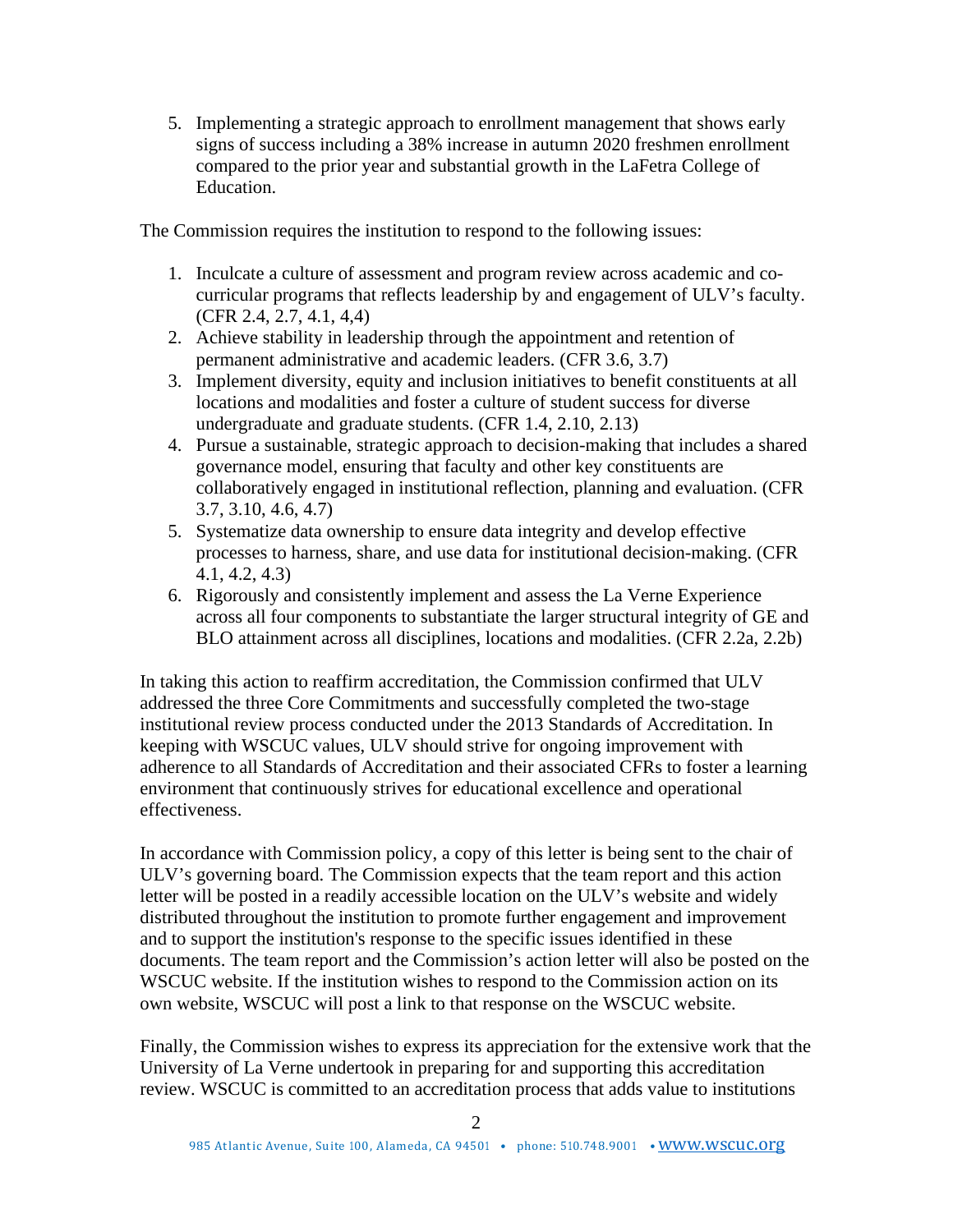5. Implementing a strategic approach to enrollment management that shows early signs of success including a 38% increase in autumn 2020 freshmen enrollment compared to the prior year and substantial growth in the LaFetra College of Education.

The Commission requires the institution to respond to the following issues:

1. Inculcate a culture of assessment and program review across academic and co-curricular programs that reflects leadership by and engagement of ULV's faculty. (CFR 2.4, 2.7, 4.1, 4,4)
2. Achieve stability in leadership through the appointment and retention of permanent administrative and academic leaders. (CFR 3.6, 3.7)
3. Implement diversity, equity and inclusion initiatives to benefit constituents at all locations and modalities and foster a culture of student success for diverse undergraduate and graduate students. (CFR 1.4, 2.10, 2.13)
4. Pursue a sustainable, strategic approach to decision-making that includes a shared governance model, ensuring that faculty and other key constituents are collaboratively engaged in institutional reflection, planning and evaluation. (CFR 3.7, 3.10, 4.6, 4.7)
5. Systematize data ownership to ensure data integrity and develop effective processes to harness, share, and use data for institutional decision-making. (CFR 4.1, 4.2, 4.3)
6. Rigorously and consistently implement and assess the La Verne Experience across all four components to substantiate the larger structural integrity of GE and BLO attainment across all disciplines, locations and modalities. (CFR 2.2a, 2.2b)

In taking this action to reaffirm accreditation, the Commission confirmed that ULV addressed the three Core Commitments and successfully completed the two-stage institutional review process conducted under the 2013 Standards of Accreditation. In keeping with WSCUC values, ULV should strive for ongoing improvement with adherence to all Standards of Accreditation and their associated CFRs to foster a learning environment that continuously strives for educational excellence and operational effectiveness.

In accordance with Commission policy, a copy of this letter is being sent to the chair of ULV's governing board. The Commission expects that the team report and this action letter will be posted in a readily accessible location on the ULV's website and widely distributed throughout the institution to promote further engagement and improvement and to support the institution's response to the specific issues identified in these documents. The team report and the Commission's action letter will also be posted on the WSCUC website. If the institution wishes to respond to the Commission action on its own website, WSCUC will post a link to that response on the WSCUC website.

Finally, the Commission wishes to express its appreciation for the extensive work that the University of La Verne undertook in preparing for and supporting this accreditation review. WSCUC is committed to an accreditation process that adds value to institutions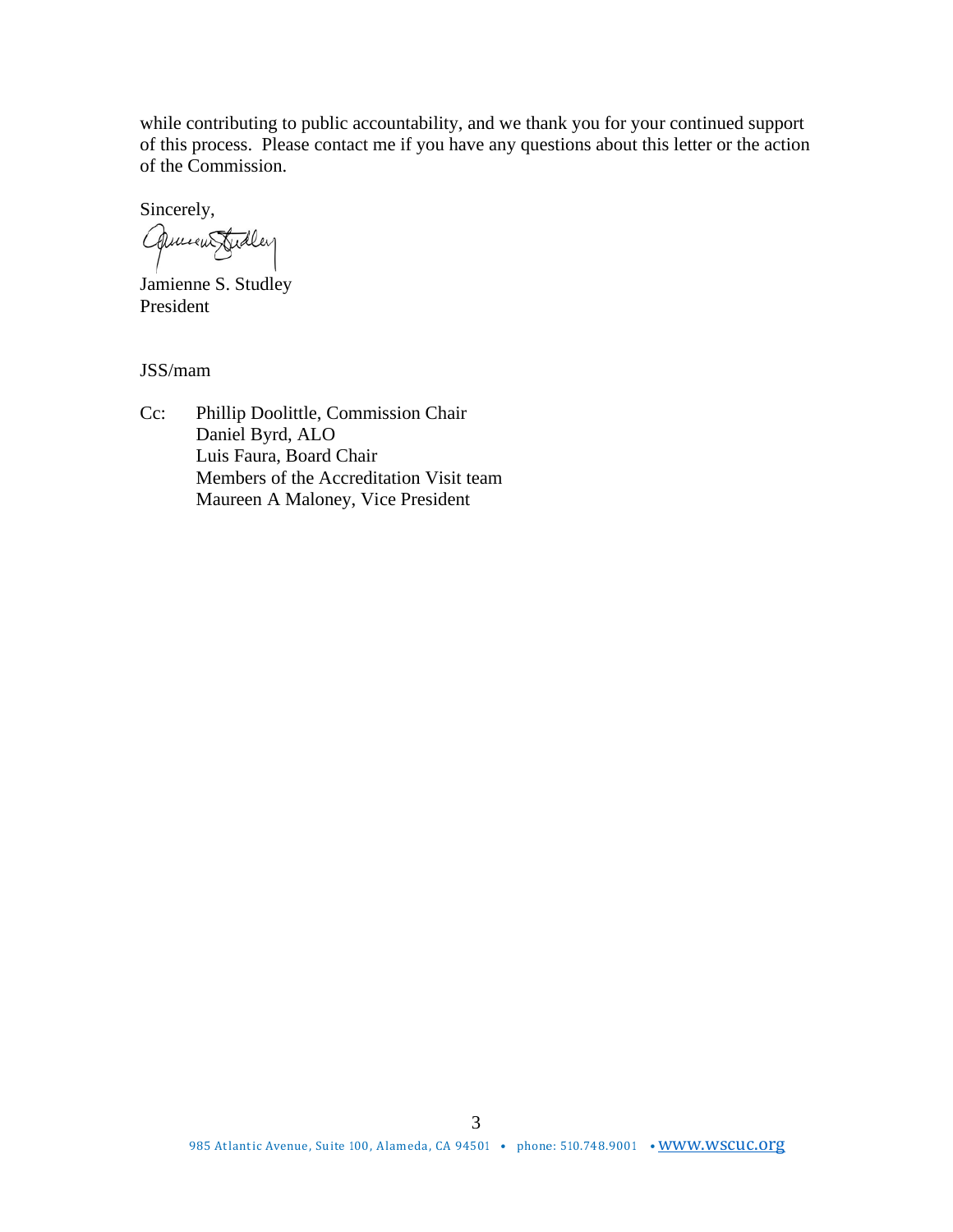while contributing to public accountability, and we thank you for your continued support of this process. Please contact me if you have any questions about this letter or the action of the Commission.

Sincerely,

Jamienne S. Studley
President

JSS/mam

Cc: Phillip Doolittle, Commission Chair
Daniel Byrd, ALO
Luis Faura, Board Chair
Members of the Accreditation Visit team
Maureen A Maloney, Vice President